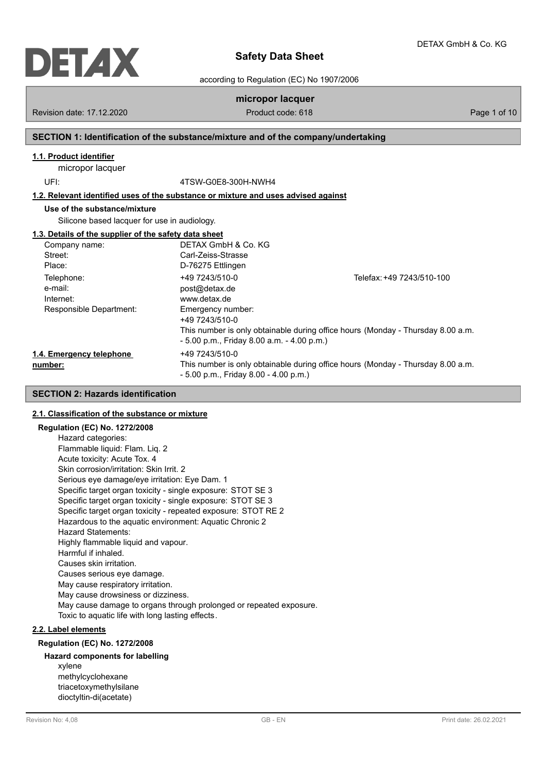# Safety Data Sheet

according to Regulation (EC) No 1907/2006

## micropor lacquer

Revision date: 17.12.2020 | Product code: 618

## SECTION 1: Identification of the substance/mixture and of the company/undertaking

### 1.1. Product identifier

micropor lacquer

UFI: 4TSW-G0E8-300H-NWH4

### 1.2. Relevant identified uses of the substance or mixture and uses advised against

**Use of the substance/mixture**

Silicone based lacquer for use in audiology.

### 1.3. Details of the supplier of the safety data sheet

| | | |
|---|---|---|
| Company name: | DETAX GmbH & Co. KG | |
| Street: | Carl-Zeiss-Strasse | |
| Place: | D-76275 Ettlingen | |
| Telephone: | +49 7243/510-0 | Telefax: +49 7243/510-100 |
| e-mail: | post@detax.de | |
| Internet: | www.detax.de | |
| Responsible Department: | Emergency number:<br>+49 7243/510-0<br>This number is only obtainable during office hours (Monday - Thursday 8.00 a.m. - 5.00 p.m., Friday 8.00 a.m. - 4.00 p.m.) | |

### 1.4. Emergency telephone number:

+49 7243/510-0
This number is only obtainable during office hours (Monday - Thursday 8.00 a.m. - 5.00 p.m., Friday 8.00 - 4.00 p.m.)

## SECTION 2: Hazards identification

### 2.1. Classification of the substance or mixture

**Regulation (EC) No. 1272/2008**

Hazard categories:
Flammable liquid: Flam. Liq. 2
Acute toxicity: Acute Tox. 4
Skin corrosion/irritation: Skin Irrit. 2
Serious eye damage/eye irritation: Eye Dam. 1
Specific target organ toxicity - single exposure: STOT SE 3
Specific target organ toxicity - single exposure: STOT SE 3
Specific target organ toxicity - repeated exposure: STOT RE 2
Hazardous to the aquatic environment: Aquatic Chronic 2
Hazard Statements:
Highly flammable liquid and vapour.
Harmful if inhaled.
Causes skin irritation.
Causes serious eye damage.
May cause respiratory irritation.
May cause drowsiness or dizziness.
May cause damage to organs through prolonged or repeated exposure.
Toxic to aquatic life with long lasting effects.

### 2.2. Label elements

**Regulation (EC) No. 1272/2008**

**Hazard components for labelling**

xylene
methylcyclohexane
triacetoxymethylsilane
dioctyltin-di(acetate)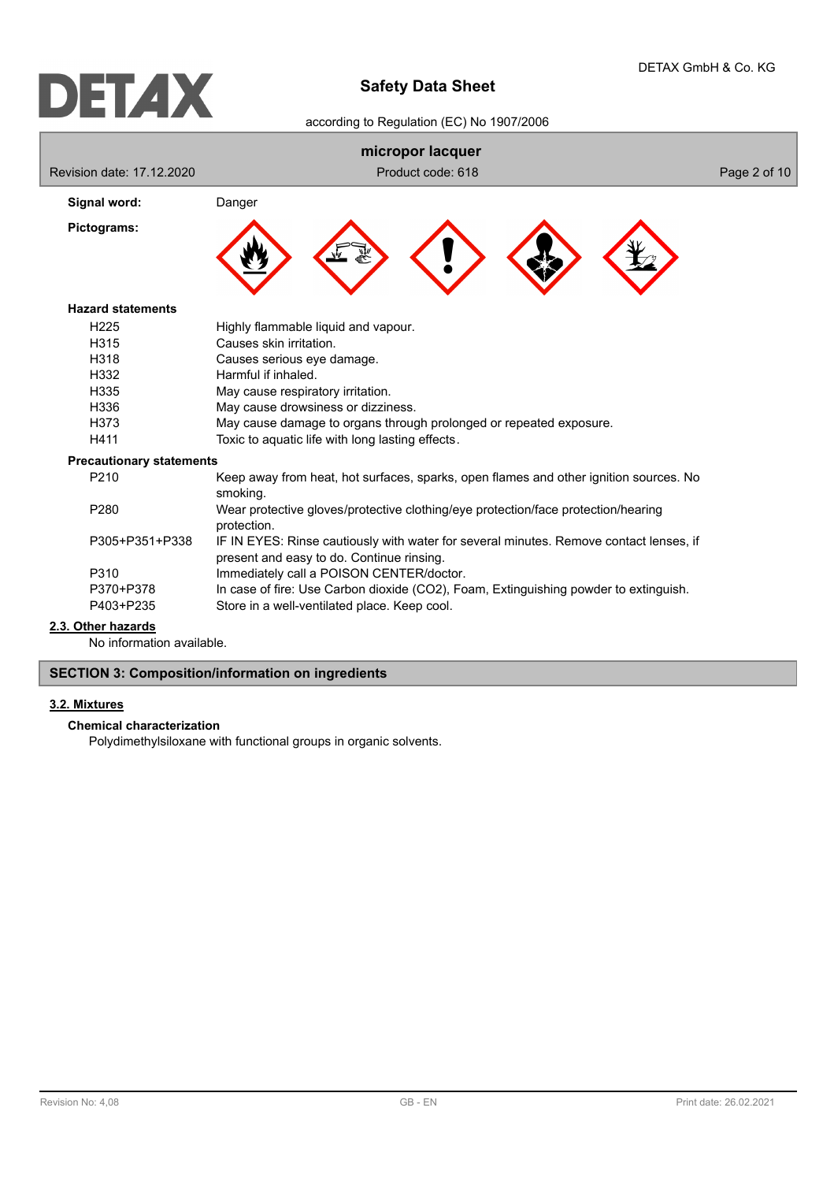**Signal word:** Danger

**Pictograms:**

**Hazard statements**

| | |
|---|---|
| H225 | Highly flammable liquid and vapour. |
| H315 | Causes skin irritation. |
| H318 | Causes serious eye damage. |
| H332 | Harmful if inhaled. |
| H335 | May cause respiratory irritation. |
| H336 | May cause drowsiness or dizziness. |
| H373 | May cause damage to organs through prolonged or repeated exposure. |
| H411 | Toxic to aquatic life with long lasting effects. |

**Precautionary statements**

| | |
|---|---|
| P210 | Keep away from heat, hot surfaces, sparks, open flames and other ignition sources. No smoking. |
| P280 | Wear protective gloves/protective clothing/eye protection/face protection/hearing protection. |
| P305+P351+P338 | IF IN EYES: Rinse cautiously with water for several minutes. Remove contact lenses, if present and easy to do. Continue rinsing. |
| P310 | Immediately call a POISON CENTER/doctor. |
| P370+P378 | In case of fire: Use Carbon dioxide (CO2), Foam, Extinguishing powder to extinguish. |
| P403+P235 | Store in a well-ventilated place. Keep cool. |

### 2.3. Other hazards

No information available.

## SECTION 3: Composition/information on ingredients

### 3.2. Mixtures

**Chemical characterization**

Polydimethylsiloxane with functional groups in organic solvents.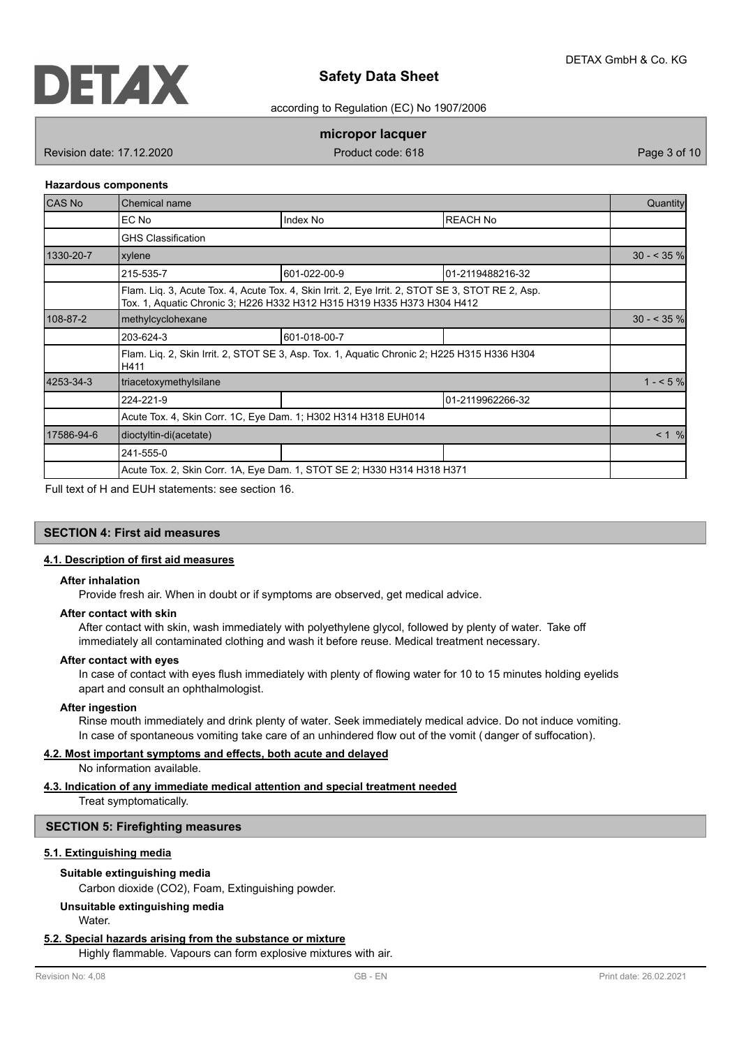**Hazardous components**

| CAS No | Chemical name | | | Quantity |
|---|---|---|---|---|
| | EC No | Index No | REACH No | |
| | GHS Classification | | | |
| 1330-20-7 | xylene | | | 30 - < 35 % |
| | 215-535-7 | 601-022-00-9 | 01-2119488216-32 | |
| | Flam. Liq. 3, Acute Tox. 4, Acute Tox. 4, Skin Irrit. 2, Eye Irrit. 2, STOT SE 3, STOT RE 2, Asp. Tox. 1, Aquatic Chronic 3; H226 H332 H312 H315 H319 H335 H373 H304 H412 | | | |
| 108-87-2 | methylcyclohexane | | | 30 - < 35 % |
| | 203-624-3 | 601-018-00-7 | | |
| | Flam. Liq. 2, Skin Irrit. 2, STOT SE 3, Asp. Tox. 1, Aquatic Chronic 2; H225 H315 H336 H304 H411 | | | |
| 4253-34-3 | triacetoxymethylsilane | | | 1 - < 5 % |
| | 224-221-9 | | 01-2119962266-32 | |
| | Acute Tox. 4, Skin Corr. 1C, Eye Dam. 1; H302 H314 H318 EUH014 | | | |
| 17586-94-6 | dioctyltin-di(acetate) | | | < 1 % |
| | 241-555-0 | | | |
| | Acute Tox. 2, Skin Corr. 1A, Eye Dam. 1, STOT SE 2; H330 H314 H318 H371 | | | |

Full text of H and EUH statements: see section 16.

## SECTION 4: First aid measures

### 4.1. Description of first aid measures

**After inhalation**

Provide fresh air. When in doubt or if symptoms are observed, get medical advice.

**After contact with skin**

After contact with skin, wash immediately with polyethylene glycol, followed by plenty of water. Take off immediately all contaminated clothing and wash it before reuse. Medical treatment necessary.

**After contact with eyes**

In case of contact with eyes flush immediately with plenty of flowing water for 10 to 15 minutes holding eyelids apart and consult an ophthalmologist.

**After ingestion**

Rinse mouth immediately and drink plenty of water. Seek immediately medical advice. Do not induce vomiting. In case of spontaneous vomiting take care of an unhindered flow out of the vomit ( danger of suffocation).

### 4.2. Most important symptoms and effects, both acute and delayed

No information available.

### 4.3. Indication of any immediate medical attention and special treatment needed

Treat symptomatically.

## SECTION 5: Firefighting measures

### 5.1. Extinguishing media

**Suitable extinguishing media**

Carbon dioxide ($CO_2$), Foam, Extinguishing powder.

**Unsuitable extinguishing media**

Water.

### 5.2. Special hazards arising from the substance or mixture

Highly flammable. Vapours can form explosive mixtures with air.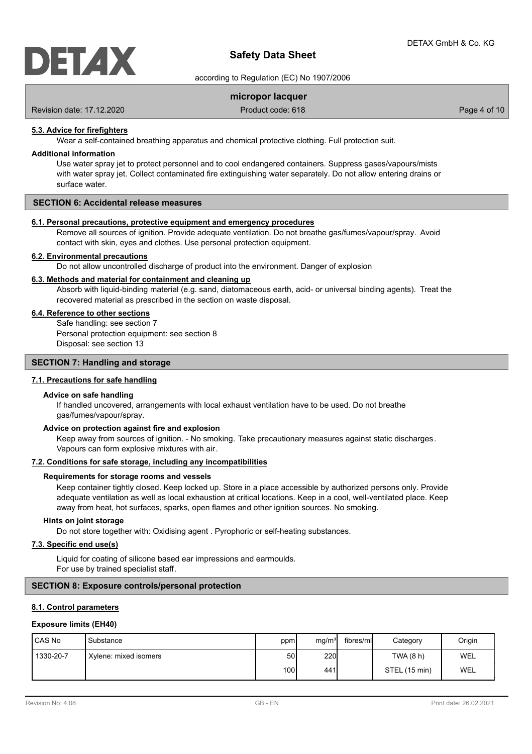### 5.3. Advice for firefighters

Wear a self-contained breathing apparatus and chemical protective clothing. Full protection suit.

**Additional information**

Use water spray jet to protect personnel and to cool endangered containers. Suppress gases/vapours/mists with water spray jet. Collect contaminated fire extinguishing water separately. Do not allow entering drains or surface water.

## SECTION 6: Accidental release measures

### 6.1. Personal precautions, protective equipment and emergency procedures

Remove all sources of ignition. Provide adequate ventilation. Do not breathe gas/fumes/vapour/spray. Avoid contact with skin, eyes and clothes. Use personal protection equipment.

### 6.2. Environmental precautions

Do not allow uncontrolled discharge of product into the environment. Danger of explosion

### 6.3. Methods and material for containment and cleaning up

Absorb with liquid-binding material (e.g. sand, diatomaceous earth, acid- or universal binding agents). Treat the recovered material as prescribed in the section on waste disposal.

### 6.4. Reference to other sections

Safe handling: see section 7
Personal protection equipment: see section 8
Disposal: see section 13

## SECTION 7: Handling and storage

### 7.1. Precautions for safe handling

**Advice on safe handling**

If handled uncovered, arrangements with local exhaust ventilation have to be used. Do not breathe gas/fumes/vapour/spray.

**Advice on protection against fire and explosion**

Keep away from sources of ignition. - No smoking. Take precautionary measures against static discharges. Vapours can form explosive mixtures with air.

### 7.2. Conditions for safe storage, including any incompatibilities

**Requirements for storage rooms and vessels**

Keep container tightly closed. Keep locked up. Store in a place accessible by authorized persons only. Provide adequate ventilation as well as local exhaustion at critical locations. Keep in a cool, well-ventilated place. Keep away from heat, hot surfaces, sparks, open flames and other ignition sources. No smoking.

**Hints on joint storage**

Do not store together with: Oxidising agent . Pyrophoric or self-heating substances.

### 7.3. Specific end use(s)

Liquid for coating of silicone based ear impressions and earmoulds.
For use by trained specialist staff.

## SECTION 8: Exposure controls/personal protection

### 8.1. Control parameters

**Exposure limits (EH40)**

| CAS No | Substance | ppm | mg/m³ | fibres/ml | Category | Origin |
|---|---|---|---|---|---|---|
| 1330-20-7 | Xylene: mixed isomers | 50 | 220 | | TWA (8 h) | WEL |
| | | 100 | 441 | | STEL (15 min) | WEL |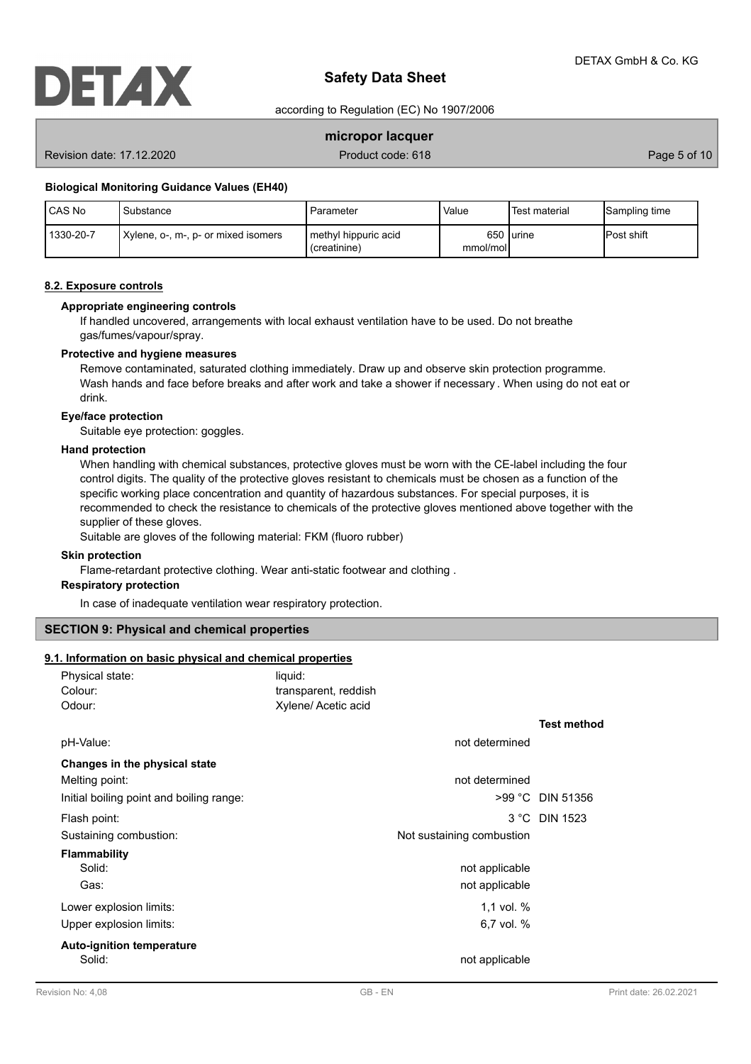**Biological Monitoring Guidance Values (EH40)**

| CAS No | Substance | Parameter | Value | Test material | Sampling time |
|---|---|---|---|---|---|
| 1330-20-7 | Xylene, o-, m-, p- or mixed isomers | methyl hippuric acid (creatinine) | 650 mmol/mol | urine | Post shift |

## 8.2. Exposure controls

**Appropriate engineering controls**

If handled uncovered, arrangements with local exhaust ventilation have to be used. Do not breathe gas/fumes/vapour/spray.

**Protective and hygiene measures**

Remove contaminated, saturated clothing immediately. Draw up and observe skin protection programme. Wash hands and face before breaks and after work and take a shower if necessary . When using do not eat or drink.

**Eye/face protection**

Suitable eye protection: goggles.

**Hand protection**

When handling with chemical substances, protective gloves must be worn with the CE-label including the four control digits. The quality of the protective gloves resistant to chemicals must be chosen as a function of the specific working place concentration and quantity of hazardous substances. For special purposes, it is recommended to check the resistance to chemicals of the protective gloves mentioned above together with the supplier of these gloves.

Suitable are gloves of the following material: FKM (fluoro rubber)

**Skin protection**

Flame-retardant protective clothing. Wear anti-static footwear and clothing .

**Respiratory protection**

In case of inadequate ventilation wear respiratory protection.

# SECTION 9: Physical and chemical properties

## 9.1. Information on basic physical and chemical properties

| | | |
|---|---|---|
| Physical state: | liquid: | |
| Colour: | transparent, reddish | |
| Odour: | Xylene/ Acetic acid | |

| | | Test method |
|---|---|---|
| pH-Value: | not determined | |
| **Changes in the physical state** | | |
| Melting point: | not determined | |
| Initial boiling point and boiling range: | >99 °C | DIN 51356 |
| Flash point: | 3 °C | DIN 1523 |
| Sustaining combustion: | Not sustaining combustion | |
| **Flammability** | | |
| Solid: | not applicable | |
| Gas: | not applicable | |
| Lower explosion limits: | 1,1 vol. % | |
| Upper explosion limits: | 6,7 vol. % | |
| **Auto-ignition temperature** | | |
| Solid: | not applicable | |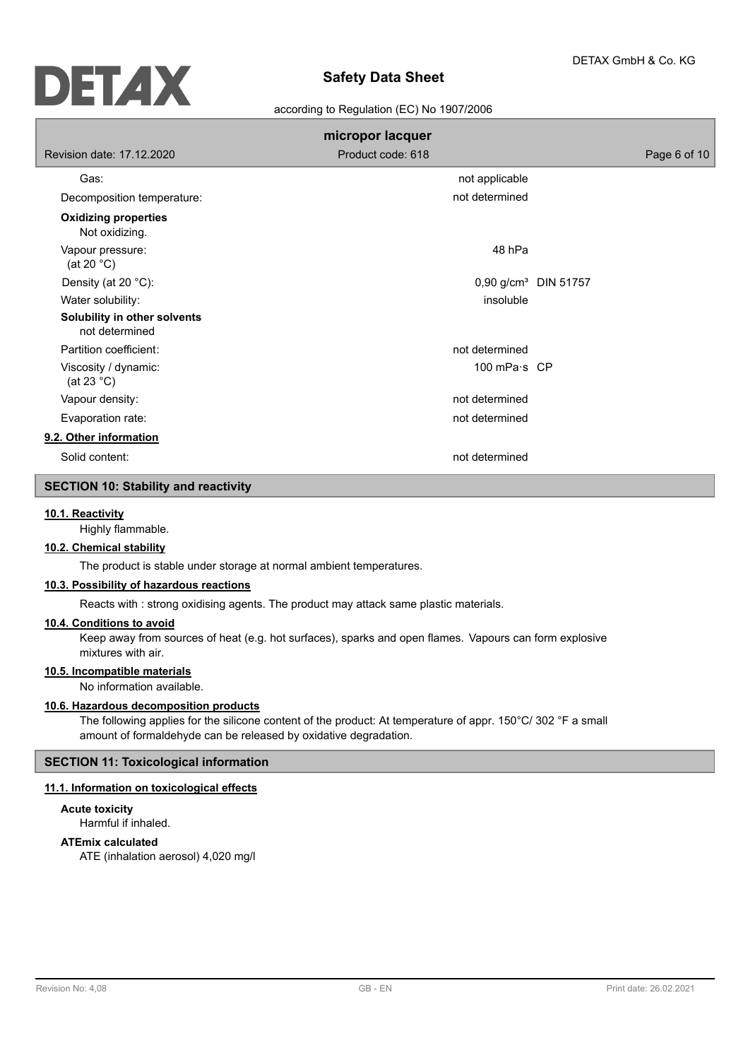| | | |
|---|---|---|
| Gas: | not applicable | |
| Decomposition temperature: | not determined | |

**Oxidizing properties**

Not oxidizing.

| | | |
|---|---|---|
| Vapour pressure: (at 20 °C) | 48 hPa | |
| Density (at 20 °C): | 0,90 g/cm³ | DIN 51757 |
| Water solubility: | insoluble | |

**Solubility in other solvents**

not determined

| | | |
|---|---|---|
| Partition coefficient: | not determined | |
| Viscosity / dynamic: (at 23 °C) | 100 mPa·s | CP |
| Vapour density: | not determined | |
| Evaporation rate: | not determined | |

### 9.2. Other information

| | |
|---|---|
| Solid content: | not determined |

## SECTION 10: Stability and reactivity

### 10.1. Reactivity

Highly flammable.

### 10.2. Chemical stability

The product is stable under storage at normal ambient temperatures.

### 10.3. Possibility of hazardous reactions

Reacts with : strong oxidising agents. The product may attack same plastic materials.

### 10.4. Conditions to avoid

Keep away from sources of heat (e.g. hot surfaces), sparks and open flames. Vapours can form explosive mixtures with air.

### 10.5. Incompatible materials

No information available.

### 10.6. Hazardous decomposition products

The following applies for the silicone content of the product: At temperature of appr. 150°C/ 302 °F a small amount of formaldehyde can be released by oxidative degradation.

## SECTION 11: Toxicological information

### 11.1. Information on toxicological effects

**Acute toxicity**

Harmful if inhaled.

**ATEmix calculated**

ATE (inhalation aerosol) 4,020 mg/l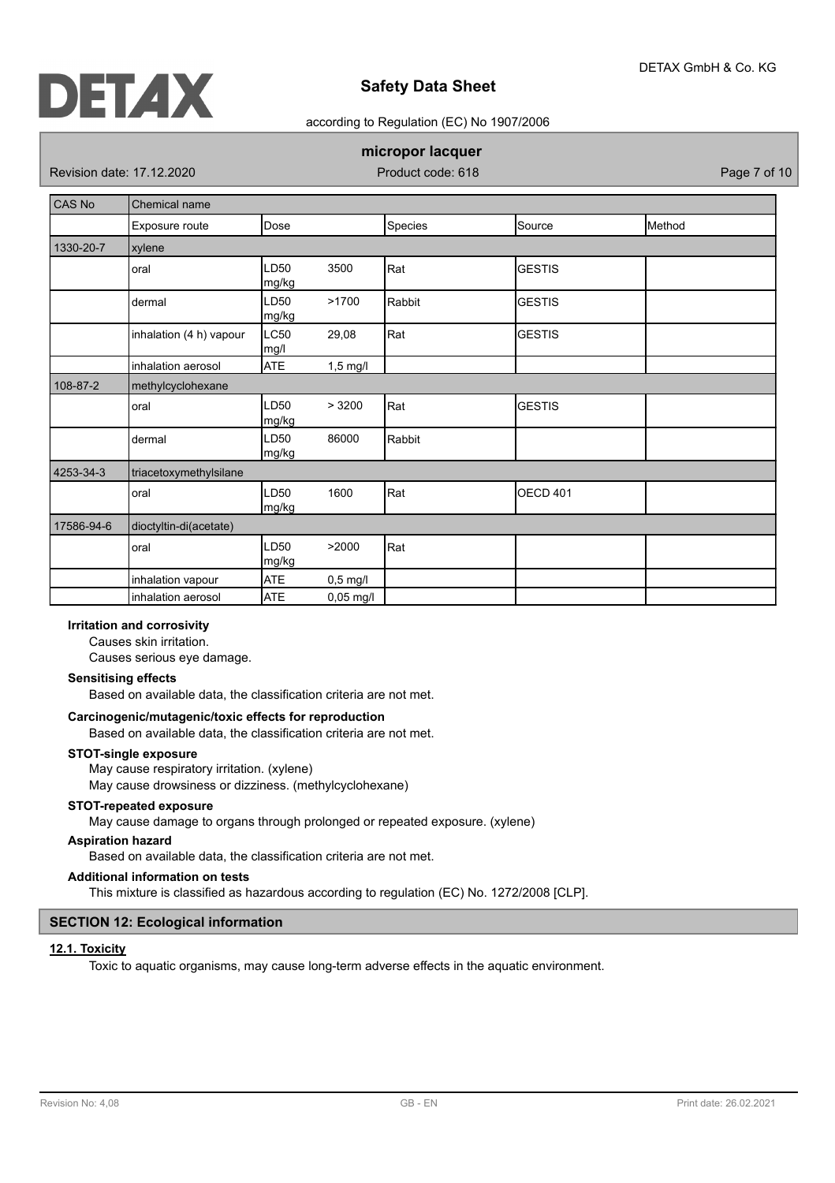| CAS No | Chemical name | | | | |
|---|---|---|---|---|---|
| | Exposure route | Dose | Species | Source | Method |
| 1330-20-7 | xylene | | | | |
| | oral | LD50 3500 mg/kg | Rat | GESTIS | |
| | dermal | LD50 >1700 mg/kg | Rabbit | GESTIS | |
| | inhalation (4 h) vapour | LC50 29,08 mg/l | Rat | GESTIS | |
| | inhalation aerosol | ATE 1,5 mg/l | | | |
| 108-87-2 | methylcyclohexane | | | | |
| | oral | LD50 > 3200 mg/kg | Rat | GESTIS | |
| | dermal | LD50 86000 mg/kg | Rabbit | | |
| 4253-34-3 | triacetoxymethylsilane | | | | |
| | oral | LD50 1600 mg/kg | Rat | OECD 401 | |
| 17586-94-6 | dioctyltin-di(acetate) | | | | |
| | oral | LD50 >2000 mg/kg | Rat | | |
| | inhalation vapour | ATE 0,5 mg/l | | | |
| | inhalation aerosol | ATE 0,05 mg/l | | | |

**Irritation and corrosivity**

Causes skin irritation.
Causes serious eye damage.

**Sensitising effects**

Based on available data, the classification criteria are not met.

**Carcinogenic/mutagenic/toxic effects for reproduction**

Based on available data, the classification criteria are not met.

**STOT-single exposure**

May cause respiratory irritation. (xylene)
May cause drowsiness or dizziness. (methylcyclohexane)

**STOT-repeated exposure**

May cause damage to organs through prolonged or repeated exposure. (xylene)

**Aspiration hazard**

Based on available data, the classification criteria are not met.

**Additional information on tests**

This mixture is classified as hazardous according to regulation (EC) No. 1272/2008 [CLP].

## SECTION 12: Ecological information

### 12.1. Toxicity

Toxic to aquatic organisms, may cause long-term adverse effects in the aquatic environment.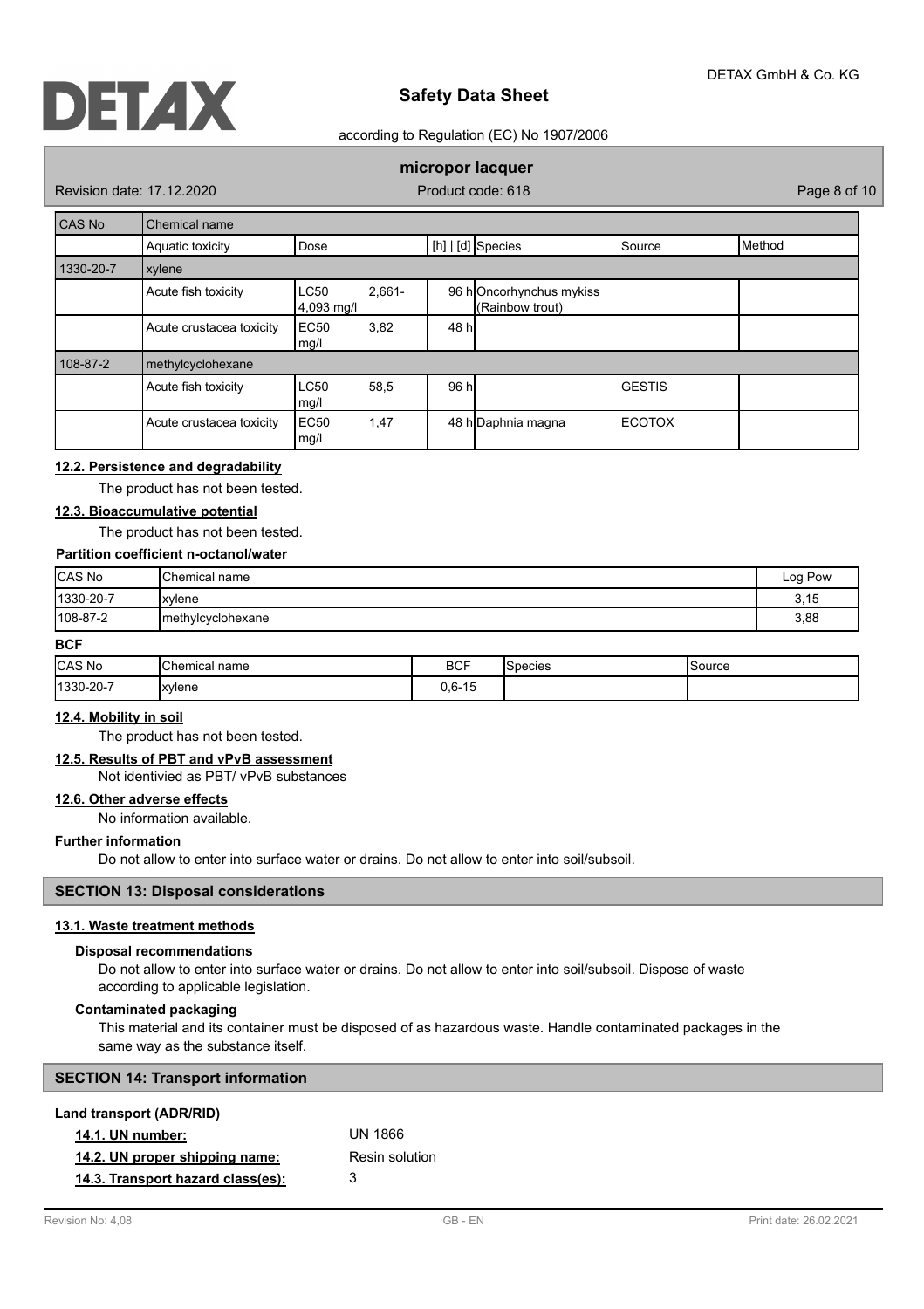| CAS No | Chemical name | | | | | |
|---|---|---|---|---|---|---|
| | Aquatic toxicity | Dose | [h] \| [d] | Species | Source | Method |
| 1330-20-7 | xylene | | | | | |
| | Acute fish toxicity | LC50 2,661-4,093 mg/l | 96 h | Oncorhynchus mykiss (Rainbow trout) | | |
| | Acute crustacea toxicity | EC50 3,82 mg/l | 48 h | | | |
| 108-87-2 | methylcyclohexane | | | | | |
| | Acute fish toxicity | LC50 58,5 mg/l | 96 h | | GESTIS | |
| | Acute crustacea toxicity | EC50 1,47 mg/l | 48 h | Daphnia magna | ECOTOX | |

### 12.2. Persistence and degradability

The product has not been tested.

### 12.3. Bioaccumulative potential

The product has not been tested.

**Partition coefficient n-octanol/water**

| CAS No | Chemical name | Log Pow |
|---|---|---|
| 1330-20-7 | xylene | 3,15 |
| 108-87-2 | methylcyclohexane | 3,88 |

**BCF**

| CAS No | Chemical name | BCF | Species | Source |
|---|---|---|---|---|
| 1330-20-7 | xylene | 0,6-15 | | |

### 12.4. Mobility in soil

The product has not been tested.

### 12.5. Results of PBT and vPvB assessment

Not identivied as PBT/ vPvB substances

### 12.6. Other adverse effects

No information available.

**Further information**

Do not allow to enter into surface water or drains. Do not allow to enter into soil/subsoil.

## SECTION 13: Disposal considerations

### 13.1. Waste treatment methods

**Disposal recommendations**

Do not allow to enter into surface water or drains. Do not allow to enter into soil/subsoil. Dispose of waste according to applicable legislation.

**Contaminated packaging**

This material and its container must be disposed of as hazardous waste. Handle contaminated packages in the same way as the substance itself.

## SECTION 14: Transport information

**Land transport (ADR/RID)**

**14.1. UN number:** UN 1866

**14.2. UN proper shipping name:** Resin solution

**14.3. Transport hazard class(es):** 3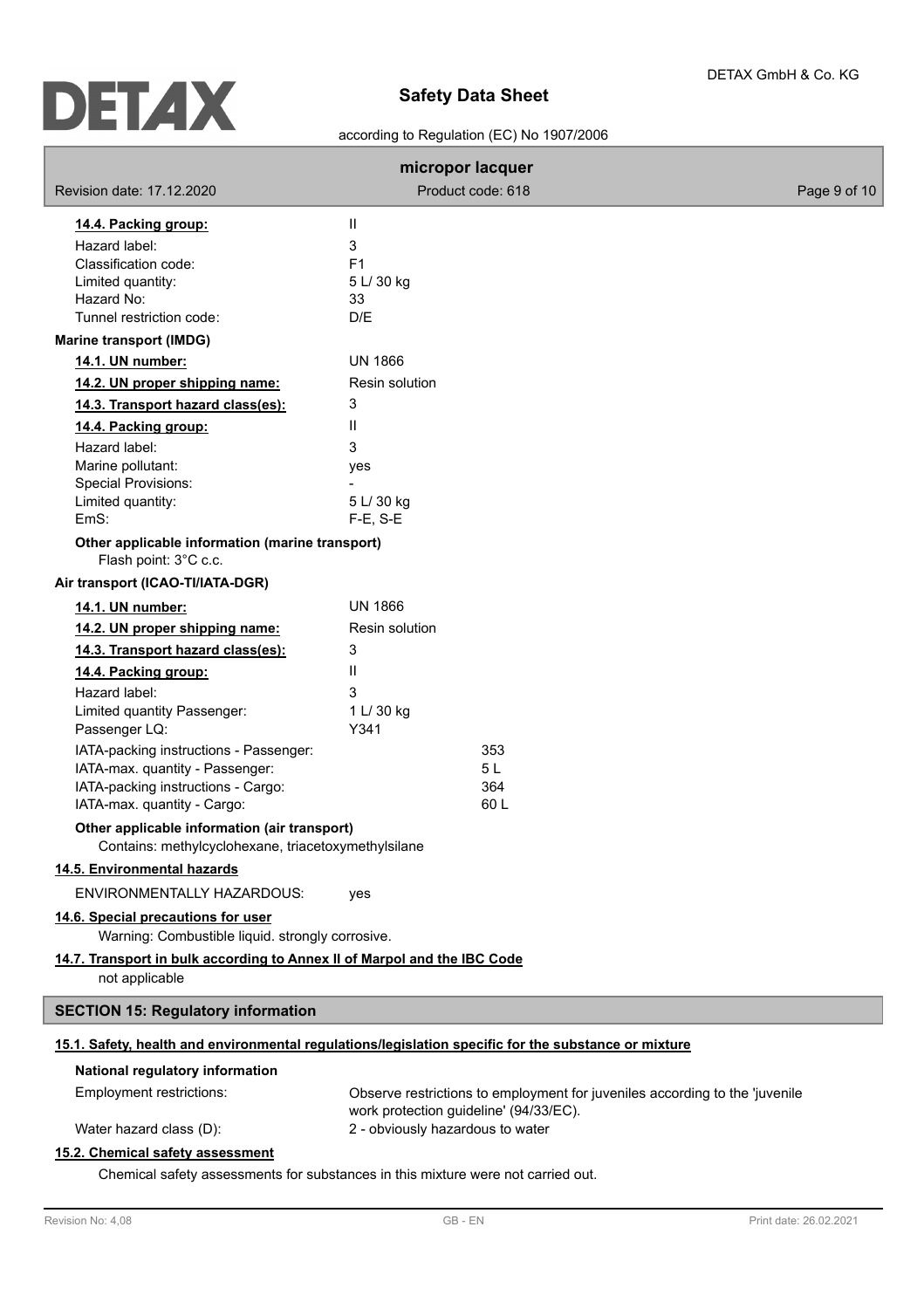**14.4. Packing group:** II

| | |
|---|---|
| Hazard label: | 3 |
| Classification code: | F1 |
| Limited quantity: | 5 L/ 30 kg |
| Hazard No: | 33 |
| Tunnel restriction code: | D/E |

**Marine transport (IMDG)**

| | |
|---|---|
| **14.1. UN number:** | UN 1866 |
| **14.2. UN proper shipping name:** | Resin solution |
| **14.3. Transport hazard class(es):** | 3 |
| **14.4. Packing group:** | II |
| Hazard label: | 3 |
| Marine pollutant: | yes |
| Special Provisions: | - |
| Limited quantity: | 5 L/ 30 kg |
| EmS: | F-E, S-E |

**Other applicable information (marine transport)**

Flash point: 3°C c.c.

**Air transport (ICAO-TI/IATA-DGR)**

| | |
|---|---|
| **14.1. UN number:** | UN 1866 |
| **14.2. UN proper shipping name:** | Resin solution |
| **14.3. Transport hazard class(es):** | 3 |
| **14.4. Packing group:** | II |
| Hazard label: | 3 |
| Limited quantity Passenger: | 1 L/ 30 kg |
| Passenger LQ: | Y341 |
| IATA-packing instructions - Passenger: | 353 |
| IATA-max. quantity - Passenger: | 5 L |
| IATA-packing instructions - Cargo: | 364 |
| IATA-max. quantity - Cargo: | 60 L |

**Other applicable information (air transport)**

Contains: methylcyclohexane, triacetoxymethylsilane

**14.5. Environmental hazards**

ENVIRONMENTALLY HAZARDOUS: yes

**14.6. Special precautions for user**

Warning: Combustible liquid. strongly corrosive.

**14.7. Transport in bulk according to Annex II of Marpol and the IBC Code**

not applicable

## SECTION 15: Regulatory information

**15.1. Safety, health and environmental regulations/legislation specific for the substance or mixture**

**National regulatory information**

| | |
|---|---|
| Employment restrictions: | Observe restrictions to employment for juveniles according to the 'juvenile work protection guideline' (94/33/EC). |
| Water hazard class (D): | 2 - obviously hazardous to water |

**15.2. Chemical safety assessment**

Chemical safety assessments for substances in this mixture were not carried out.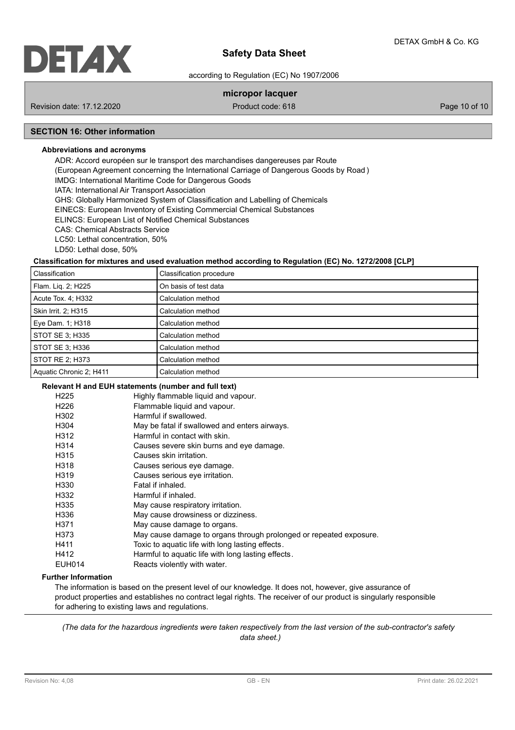## SECTION 16: Other information

**Abbreviations and acronyms**

ADR: Accord européen sur le transport des marchandises dangereuses par Route
(European Agreement concerning the International Carriage of Dangerous Goods by Road )
IMDG: International Maritime Code for Dangerous Goods
IATA: International Air Transport Association
GHS: Globally Harmonized System of Classification and Labelling of Chemicals
EINECS: European Inventory of Existing Commercial Chemical Substances
ELINCS: European List of Notified Chemical Substances
CAS: Chemical Abstracts Service
LC50: Lethal concentration, 50%
LD50: Lethal dose, 50%

**Classification for mixtures and used evaluation method according to Regulation (EC) No. 1272/2008 [CLP]**

| Classification | Classification procedure |
|---|---|
| Flam. Liq. 2; H225 | On basis of test data |
| Acute Tox. 4; H332 | Calculation method |
| Skin Irrit. 2; H315 | Calculation method |
| Eye Dam. 1; H318 | Calculation method |
| STOT SE 3; H335 | Calculation method |
| STOT SE 3; H336 | Calculation method |
| STOT RE 2; H373 | Calculation method |
| Aquatic Chronic 2; H411 | Calculation method |

**Relevant H and EUH statements (number and full text)**

| | |
|---|---|
| H225 | Highly flammable liquid and vapour. |
| H226 | Flammable liquid and vapour. |
| H302 | Harmful if swallowed. |
| H304 | May be fatal if swallowed and enters airways. |
| H312 | Harmful in contact with skin. |
| H314 | Causes severe skin burns and eye damage. |
| H315 | Causes skin irritation. |
| H318 | Causes serious eye damage. |
| H319 | Causes serious eye irritation. |
| H330 | Fatal if inhaled. |
| H332 | Harmful if inhaled. |
| H335 | May cause respiratory irritation. |
| H336 | May cause drowsiness or dizziness. |
| H371 | May cause damage to organs. |
| H373 | May cause damage to organs through prolonged or repeated exposure. |
| H411 | Toxic to aquatic life with long lasting effects. |
| H412 | Harmful to aquatic life with long lasting effects. |
| EUH014 | Reacts violently with water. |

**Further Information**

The information is based on the present level of our knowledge. It does not, however, give assurance of product properties and establishes no contract legal rights. The receiver of our product is singularly responsible for adhering to existing laws and regulations.

*(The data for the hazardous ingredients were taken respectively from the last version of the sub-contractor's safety data sheet.)*